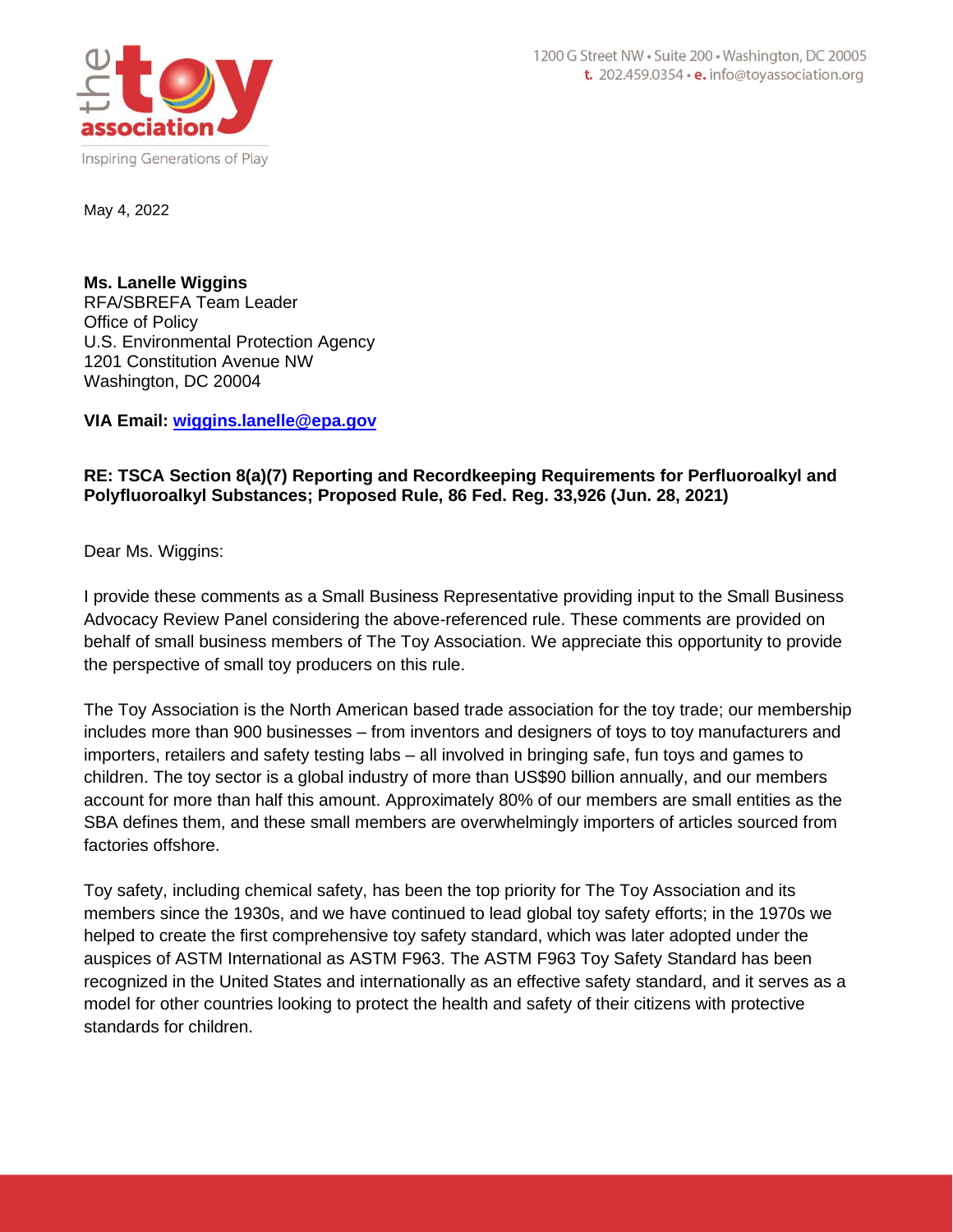1200 G Street NW • Suite 200 • Washington, DC 20005
t. 202.459.0354 • e. info@toyassociation.org

May 4, 2022

**Ms. Lanelle Wiggins**
RFA/SBREFA Team Leader
Office of Policy
U.S. Environmental Protection Agency
1201 Constitution Avenue NW
Washington, DC 20004

**VIA Email: wiggins.lanelle@epa.gov**

**RE: TSCA Section 8(a)(7) Reporting and Recordkeeping Requirements for Perfluoroalkyl and Polyfluoroalkyl Substances; Proposed Rule, 86 Fed. Reg. 33,926 (Jun. 28, 2021)**

Dear Ms. Wiggins:

I provide these comments as a Small Business Representative providing input to the Small Business Advocacy Review Panel considering the above-referenced rule. These comments are provided on behalf of small business members of The Toy Association. We appreciate this opportunity to provide the perspective of small toy producers on this rule.

The Toy Association is the North American based trade association for the toy trade; our membership includes more than 900 businesses – from inventors and designers of toys to toy manufacturers and importers, retailers and safety testing labs – all involved in bringing safe, fun toys and games to children. The toy sector is a global industry of more than US$90 billion annually, and our members account for more than half this amount. Approximately 80% of our members are small entities as the SBA defines them, and these small members are overwhelmingly importers of articles sourced from factories offshore.

Toy safety, including chemical safety, has been the top priority for The Toy Association and its members since the 1930s, and we have continued to lead global toy safety efforts; in the 1970s we helped to create the first comprehensive toy safety standard, which was later adopted under the auspices of ASTM International as ASTM F963. The ASTM F963 Toy Safety Standard has been recognized in the United States and internationally as an effective safety standard, and it serves as a model for other countries looking to protect the health and safety of their citizens with protective standards for children.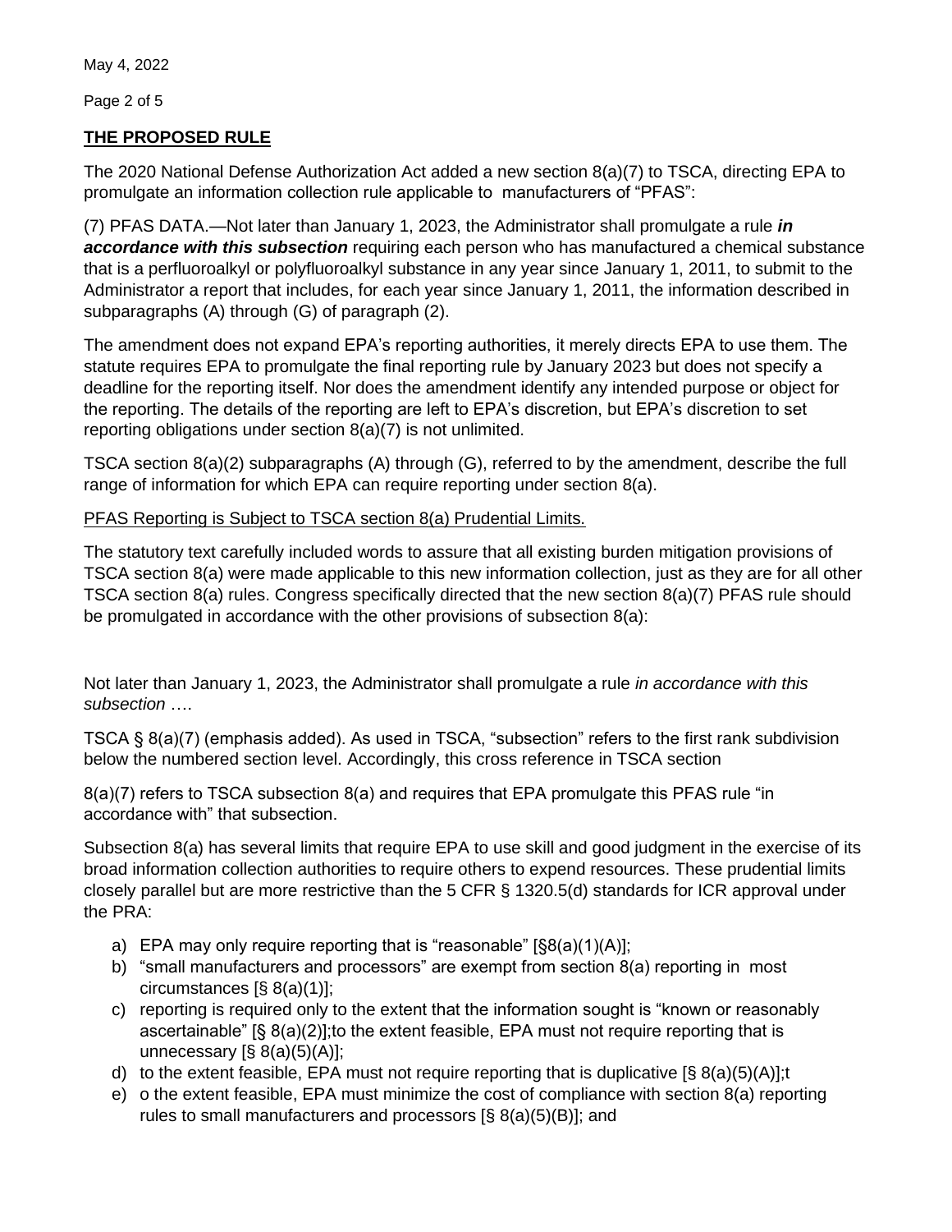## THE PROPOSED RULE

The 2020 National Defense Authorization Act added a new section 8(a)(7) to TSCA, directing EPA to promulgate an information collection rule applicable to manufacturers of "PFAS":

(7) PFAS DATA.—Not later than January 1, 2023, the Administrator shall promulgate a rule ***in accordance with this subsection*** requiring each person who has manufactured a chemical substance that is a perfluoroalkyl or polyfluoroalkyl substance in any year since January 1, 2011, to submit to the Administrator a report that includes, for each year since January 1, 2011, the information described in subparagraphs (A) through (G) of paragraph (2).

The amendment does not expand EPA's reporting authorities, it merely directs EPA to use them. The statute requires EPA to promulgate the final reporting rule by January 2023 but does not specify a deadline for the reporting itself. Nor does the amendment identify any intended purpose or object for the reporting. The details of the reporting are left to EPA's discretion, but EPA's discretion to set reporting obligations under section 8(a)(7) is not unlimited.

TSCA section 8(a)(2) subparagraphs (A) through (G), referred to by the amendment, describe the full range of information for which EPA can require reporting under section 8(a).

PFAS Reporting is Subject to TSCA section 8(a) Prudential Limits.

The statutory text carefully included words to assure that all existing burden mitigation provisions of TSCA section 8(a) were made applicable to this new information collection, just as they are for all other TSCA section 8(a) rules. Congress specifically directed that the new section 8(a)(7) PFAS rule should be promulgated in accordance with the other provisions of subsection 8(a):

Not later than January 1, 2023, the Administrator shall promulgate a rule *in accordance with this subsection* ….

TSCA § 8(a)(7) (emphasis added). As used in TSCA, "subsection" refers to the first rank subdivision below the numbered section level. Accordingly, this cross reference in TSCA section

8(a)(7) refers to TSCA subsection 8(a) and requires that EPA promulgate this PFAS rule "in accordance with" that subsection.

Subsection 8(a) has several limits that require EPA to use skill and good judgment in the exercise of its broad information collection authorities to require others to expend resources. These prudential limits closely parallel but are more restrictive than the 5 CFR § 1320.5(d) standards for ICR approval under the PRA:

a) EPA may only require reporting that is "reasonable" [§8(a)(1)(A)];
b) "small manufacturers and processors" are exempt from section 8(a) reporting in most circumstances [§ 8(a)(1)];
c) reporting is required only to the extent that the information sought is "known or reasonably ascertainable" [§ 8(a)(2)];to the extent feasible, EPA must not require reporting that is unnecessary [§ 8(a)(5)(A)];
d) to the extent feasible, EPA must not require reporting that is duplicative [§ 8(a)(5)(A)];t
e) o the extent feasible, EPA must minimize the cost of compliance with section 8(a) reporting rules to small manufacturers and processors [§ 8(a)(5)(B)]; and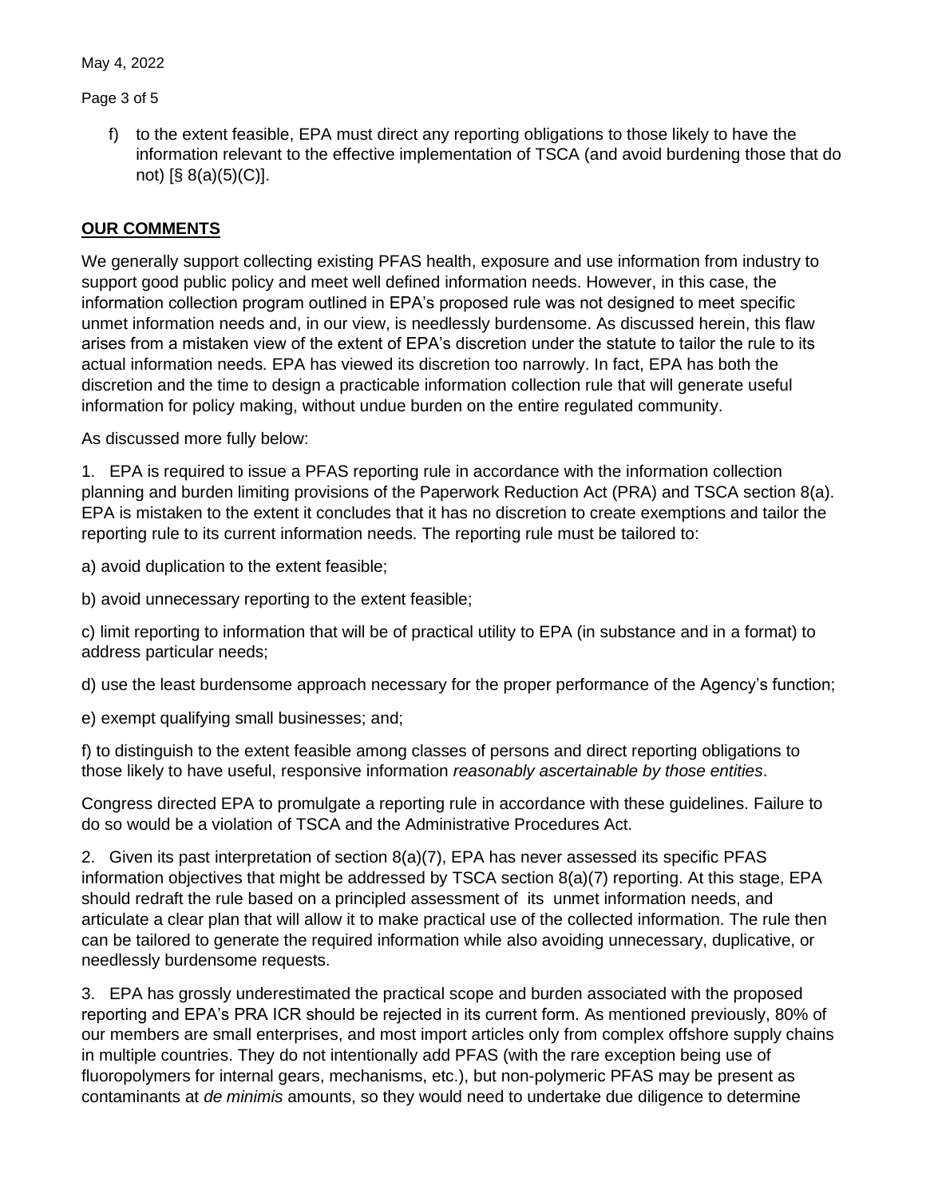f) to the extent feasible, EPA must direct any reporting obligations to those likely to have the information relevant to the effective implementation of TSCA (and avoid burdening those that do not) [§ 8(a)(5)(C)].

## **OUR COMMENTS**

We generally support collecting existing PFAS health, exposure and use information from industry to support good public policy and meet well defined information needs. However, in this case, the information collection program outlined in EPA's proposed rule was not designed to meet specific unmet information needs and, in our view, is needlessly burdensome. As discussed herein, this flaw arises from a mistaken view of the extent of EPA's discretion under the statute to tailor the rule to its actual information needs. EPA has viewed its discretion too narrowly. In fact, EPA has both the discretion and the time to design a practicable information collection rule that will generate useful information for policy making, without undue burden on the entire regulated community.

As discussed more fully below:

1. EPA is required to issue a PFAS reporting rule in accordance with the information collection planning and burden limiting provisions of the Paperwork Reduction Act (PRA) and TSCA section 8(a). EPA is mistaken to the extent it concludes that it has no discretion to create exemptions and tailor the reporting rule to its current information needs. The reporting rule must be tailored to:

a) avoid duplication to the extent feasible;

b) avoid unnecessary reporting to the extent feasible;

c) limit reporting to information that will be of practical utility to EPA (in substance and in a format) to address particular needs;

d) use the least burdensome approach necessary for the proper performance of the Agency's function;

e) exempt qualifying small businesses; and;

f) to distinguish to the extent feasible among classes of persons and direct reporting obligations to those likely to have useful, responsive information *reasonably ascertainable by those entities*.

Congress directed EPA to promulgate a reporting rule in accordance with these guidelines. Failure to do so would be a violation of TSCA and the Administrative Procedures Act.

2. Given its past interpretation of section 8(a)(7), EPA has never assessed its specific PFAS information objectives that might be addressed by TSCA section 8(a)(7) reporting. At this stage, EPA should redraft the rule based on a principled assessment of its unmet information needs, and articulate a clear plan that will allow it to make practical use of the collected information. The rule then can be tailored to generate the required information while also avoiding unnecessary, duplicative, or needlessly burdensome requests.

3. EPA has grossly underestimated the practical scope and burden associated with the proposed reporting and EPA's PRA ICR should be rejected in its current form. As mentioned previously, 80% of our members are small enterprises, and most import articles only from complex offshore supply chains in multiple countries. They do not intentionally add PFAS (with the rare exception being use of fluoropolymers for internal gears, mechanisms, etc.), but non-polymeric PFAS may be present as contaminants at *de minimis* amounts, so they would need to undertake due diligence to determine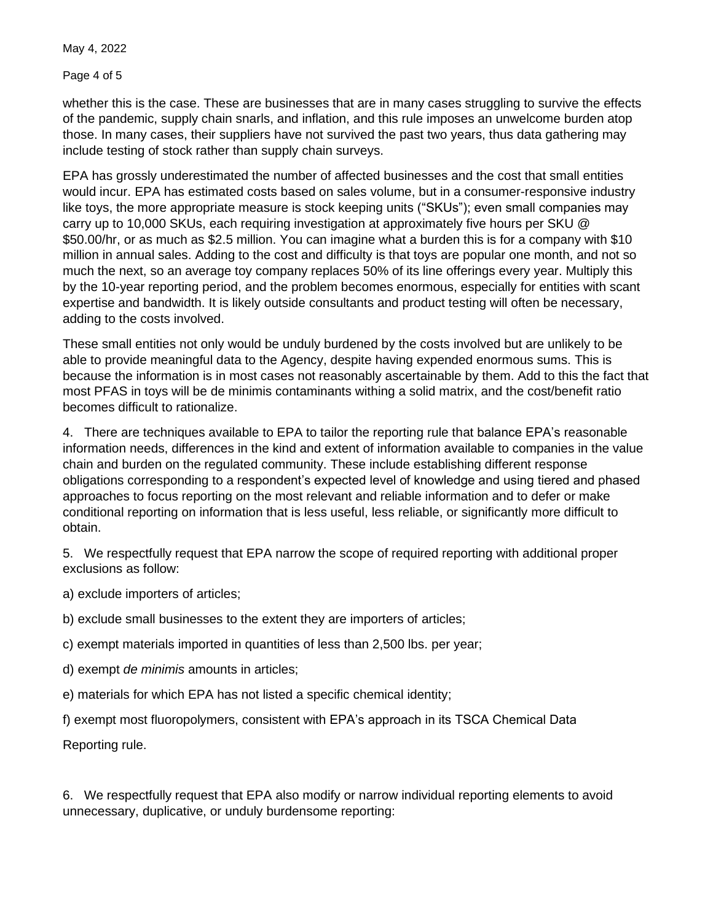whether this is the case. These are businesses that are in many cases struggling to survive the effects of the pandemic, supply chain snarls, and inflation, and this rule imposes an unwelcome burden atop those. In many cases, their suppliers have not survived the past two years, thus data gathering may include testing of stock rather than supply chain surveys.

EPA has grossly underestimated the number of affected businesses and the cost that small entities would incur. EPA has estimated costs based on sales volume, but in a consumer-responsive industry like toys, the more appropriate measure is stock keeping units ("SKUs"); even small companies may carry up to 10,000 SKUs, each requiring investigation at approximately five hours per SKU @ $50.00/hr, or as much as $2.5 million. You can imagine what a burden this is for a company with $10 million in annual sales. Adding to the cost and difficulty is that toys are popular one month, and not so much the next, so an average toy company replaces 50% of its line offerings every year. Multiply this by the 10-year reporting period, and the problem becomes enormous, especially for entities with scant expertise and bandwidth. It is likely outside consultants and product testing will often be necessary, adding to the costs involved.

These small entities not only would be unduly burdened by the costs involved but are unlikely to be able to provide meaningful data to the Agency, despite having expended enormous sums. This is because the information is in most cases not reasonably ascertainable by them. Add to this the fact that most PFAS in toys will be de minimis contaminants withing a solid matrix, and the cost/benefit ratio becomes difficult to rationalize.

4. There are techniques available to EPA to tailor the reporting rule that balance EPA's reasonable information needs, differences in the kind and extent of information available to companies in the value chain and burden on the regulated community. These include establishing different response obligations corresponding to a respondent's expected level of knowledge and using tiered and phased approaches to focus reporting on the most relevant and reliable information and to defer or make conditional reporting on information that is less useful, less reliable, or significantly more difficult to obtain.

5. We respectfully request that EPA narrow the scope of required reporting with additional proper exclusions as follow:

a) exclude importers of articles;

b) exclude small businesses to the extent they are importers of articles;

c) exempt materials imported in quantities of less than 2,500 lbs. per year;

d) exempt *de minimis* amounts in articles;

e) materials for which EPA has not listed a specific chemical identity;

f) exempt most fluoropolymers, consistent with EPA's approach in its TSCA Chemical Data Reporting rule.

6. We respectfully request that EPA also modify or narrow individual reporting elements to avoid unnecessary, duplicative, or unduly burdensome reporting: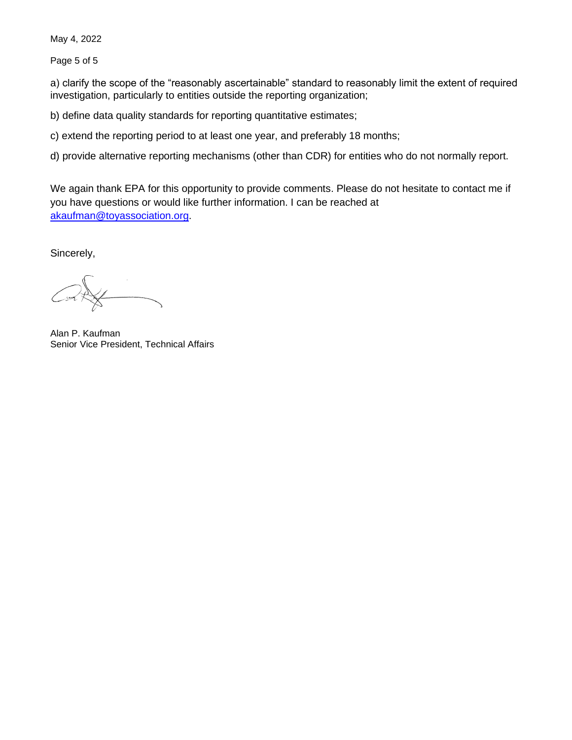a) clarify the scope of the "reasonably ascertainable" standard to reasonably limit the extent of required investigation, particularly to entities outside the reporting organization;

b) define data quality standards for reporting quantitative estimates;

c) extend the reporting period to at least one year, and preferably 18 months;

d) provide alternative reporting mechanisms (other than CDR) for entities who do not normally report.

We again thank EPA for this opportunity to provide comments. Please do not hesitate to contact me if you have questions or would like further information. I can be reached at akaufman@toyassociation.org.

Sincerely,

Alan P. Kaufman
Senior Vice President, Technical Affairs